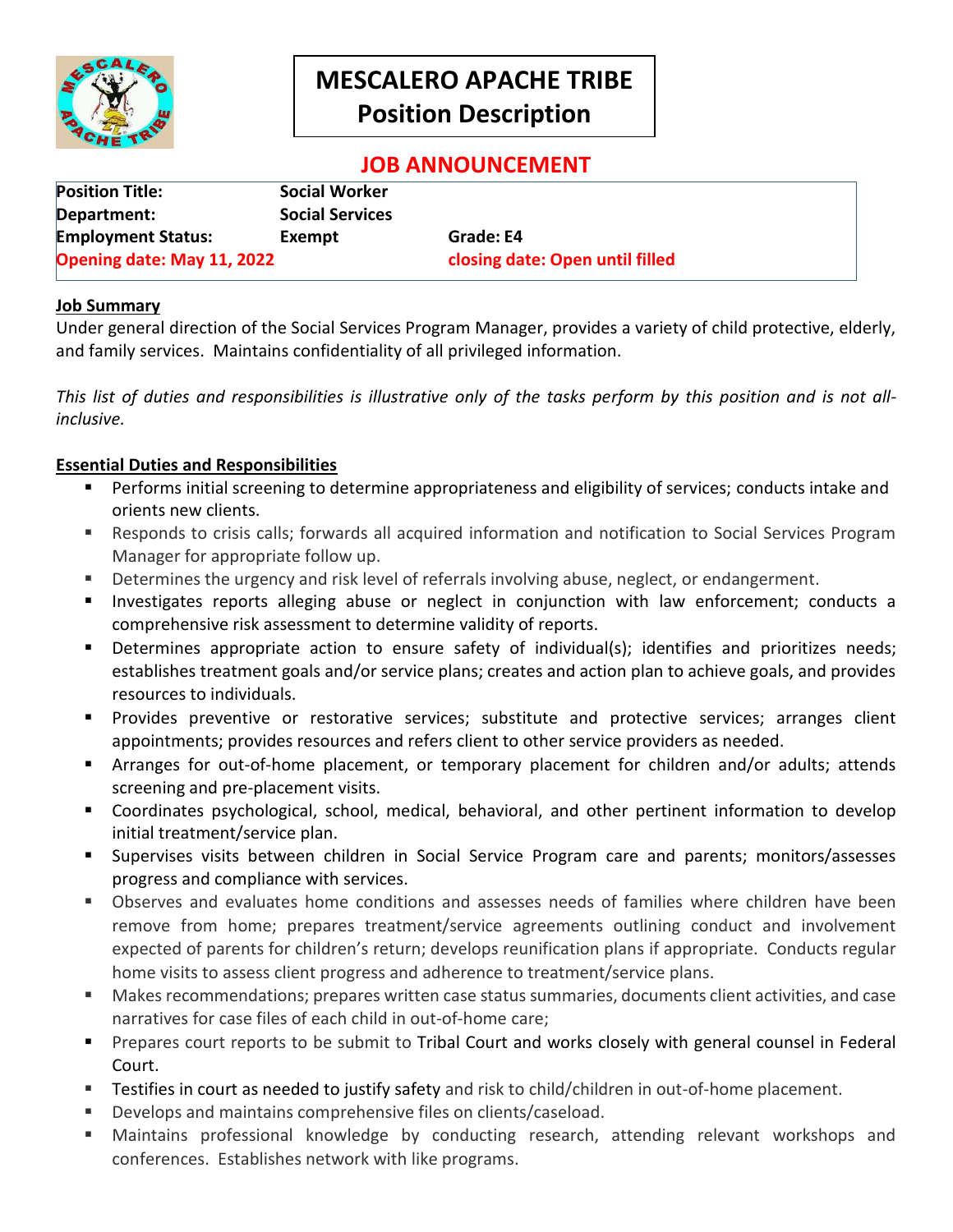# MESCALERO APACHE TRIBE
## Position Description

## JOB ANNOUNCEMENT

| | | | |
|---|---|---|---|
| **Position Title:** | **Social Worker** | | |
| **Department:** | **Social Services** | | |
| **Employment Status:** | **Exempt** | **Grade: E4** | |
| **Opening date: May 11, 2022** | | **closing date: Open until filled** | |

**Job Summary**

Under general direction of the Social Services Program Manager, provides a variety of child protective, elderly, and family services. Maintains confidentiality of all privileged information.

*This list of duties and responsibilities is illustrative only of the tasks perform by this position and is not all-inclusive.*

**Essential Duties and Responsibilities**

- Performs initial screening to determine appropriateness and eligibility of services; conducts intake and orients new clients.
- Responds to crisis calls; forwards all acquired information and notification to Social Services Program Manager for appropriate follow up.
- Determines the urgency and risk level of referrals involving abuse, neglect, or endangerment.
- Investigates reports alleging abuse or neglect in conjunction with law enforcement; conducts a comprehensive risk assessment to determine validity of reports.
- Determines appropriate action to ensure safety of individual(s); identifies and prioritizes needs; establishes treatment goals and/or service plans; creates and action plan to achieve goals, and provides resources to individuals.
- Provides preventive or restorative services; substitute and protective services; arranges client appointments; provides resources and refers client to other service providers as needed.
- Arranges for out-of-home placement, or temporary placement for children and/or adults; attends screening and pre-placement visits.
- Coordinates psychological, school, medical, behavioral, and other pertinent information to develop initial treatment/service plan.
- Supervises visits between children in Social Service Program care and parents; monitors/assesses progress and compliance with services.
- Observes and evaluates home conditions and assesses needs of families where children have been remove from home; prepares treatment/service agreements outlining conduct and involvement expected of parents for children's return; develops reunification plans if appropriate. Conducts regular home visits to assess client progress and adherence to treatment/service plans.
- Makes recommendations; prepares written case status summaries, documents client activities, and case narratives for case files of each child in out-of-home care;
- Prepares court reports to be submit to Tribal Court and works closely with general counsel in Federal Court.
- Testifies in court as needed to justify safety and risk to child/children in out-of-home placement.
- Develops and maintains comprehensive files on clients/caseload.
- Maintains professional knowledge by conducting research, attending relevant workshops and conferences. Establishes network with like programs.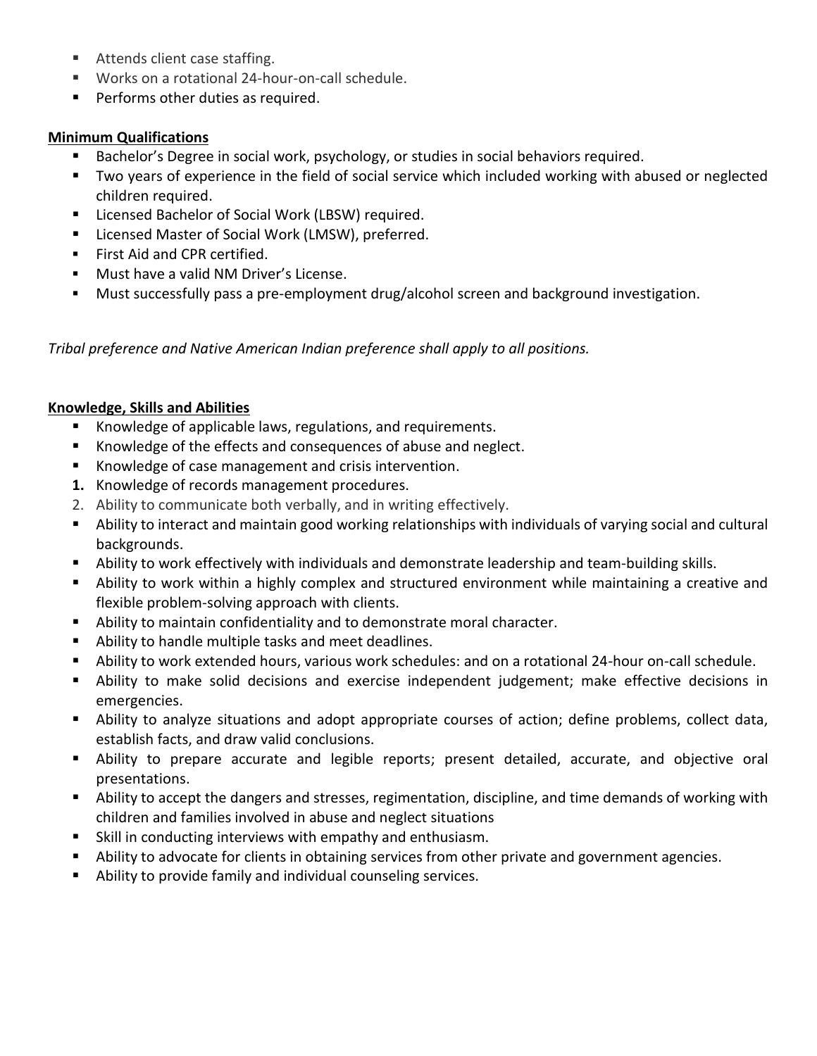- Attends client case staffing.
- Works on a rotational 24-hour-on-call schedule.
- Performs other duties as required.

**Minimum Qualifications**

- Bachelor's Degree in social work, psychology, or studies in social behaviors required.
- Two years of experience in the field of social service which included working with abused or neglected children required.
- Licensed Bachelor of Social Work (LBSW) required.
- Licensed Master of Social Work (LMSW), preferred.
- First Aid and CPR certified.
- Must have a valid NM Driver's License.
- Must successfully pass a pre-employment drug/alcohol screen and background investigation.

*Tribal preference and Native American Indian preference shall apply to all positions.*

**Knowledge, Skills and Abilities**

- Knowledge of applicable laws, regulations, and requirements.
- Knowledge of the effects and consequences of abuse and neglect.
- Knowledge of case management and crisis intervention.

1. Knowledge of records management procedures.
2. Ability to communicate both verbally, and in writing effectively.

- Ability to interact and maintain good working relationships with individuals of varying social and cultural backgrounds.
- Ability to work effectively with individuals and demonstrate leadership and team-building skills.
- Ability to work within a highly complex and structured environment while maintaining a creative and flexible problem-solving approach with clients.
- Ability to maintain confidentiality and to demonstrate moral character.
- Ability to handle multiple tasks and meet deadlines.
- Ability to work extended hours, various work schedules: and on a rotational 24-hour on-call schedule.
- Ability to make solid decisions and exercise independent judgement; make effective decisions in emergencies.
- Ability to analyze situations and adopt appropriate courses of action; define problems, collect data, establish facts, and draw valid conclusions.
- Ability to prepare accurate and legible reports; present detailed, accurate, and objective oral presentations.
- Ability to accept the dangers and stresses, regimentation, discipline, and time demands of working with children and families involved in abuse and neglect situations
- Skill in conducting interviews with empathy and enthusiasm.
- Ability to advocate for clients in obtaining services from other private and government agencies.
- Ability to provide family and individual counseling services.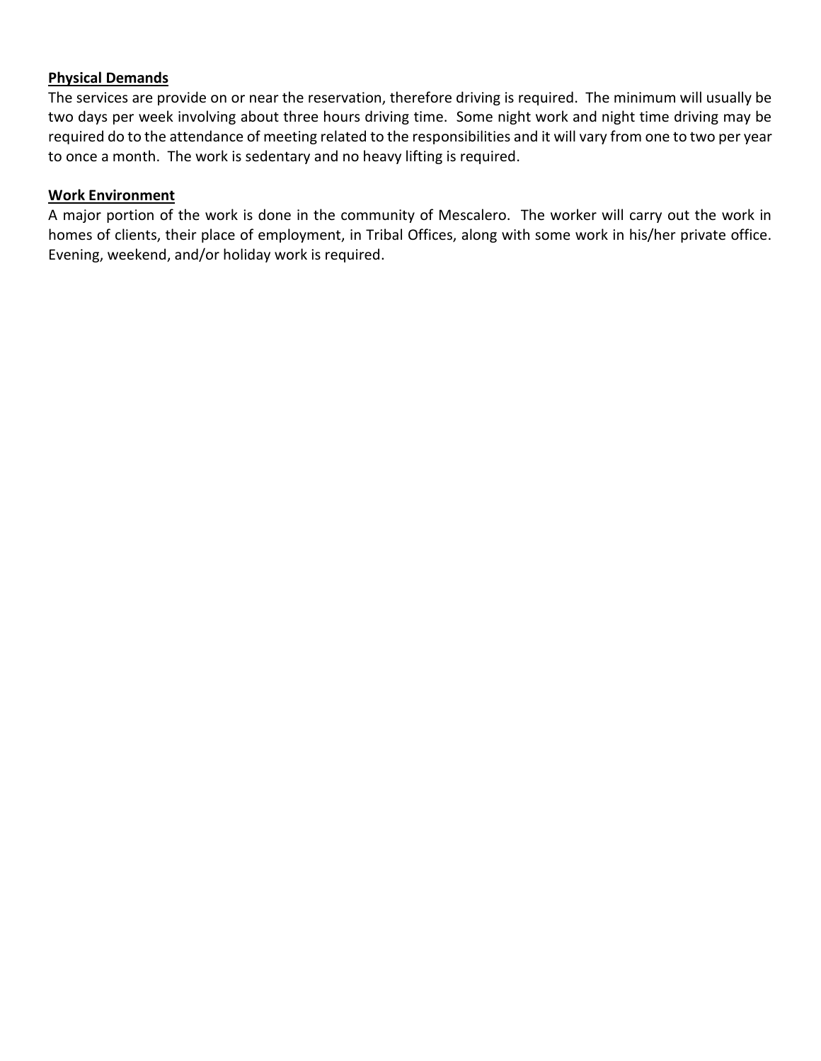**Physical Demands**

The services are provide on or near the reservation, therefore driving is required. The minimum will usually be two days per week involving about three hours driving time. Some night work and night time driving may be required do to the attendance of meeting related to the responsibilities and it will vary from one to two per year to once a month. The work is sedentary and no heavy lifting is required.

**Work Environment**

A major portion of the work is done in the community of Mescalero. The worker will carry out the work in homes of clients, their place of employment, in Tribal Offices, along with some work in his/her private office. Evening, weekend, and/or holiday work is required.